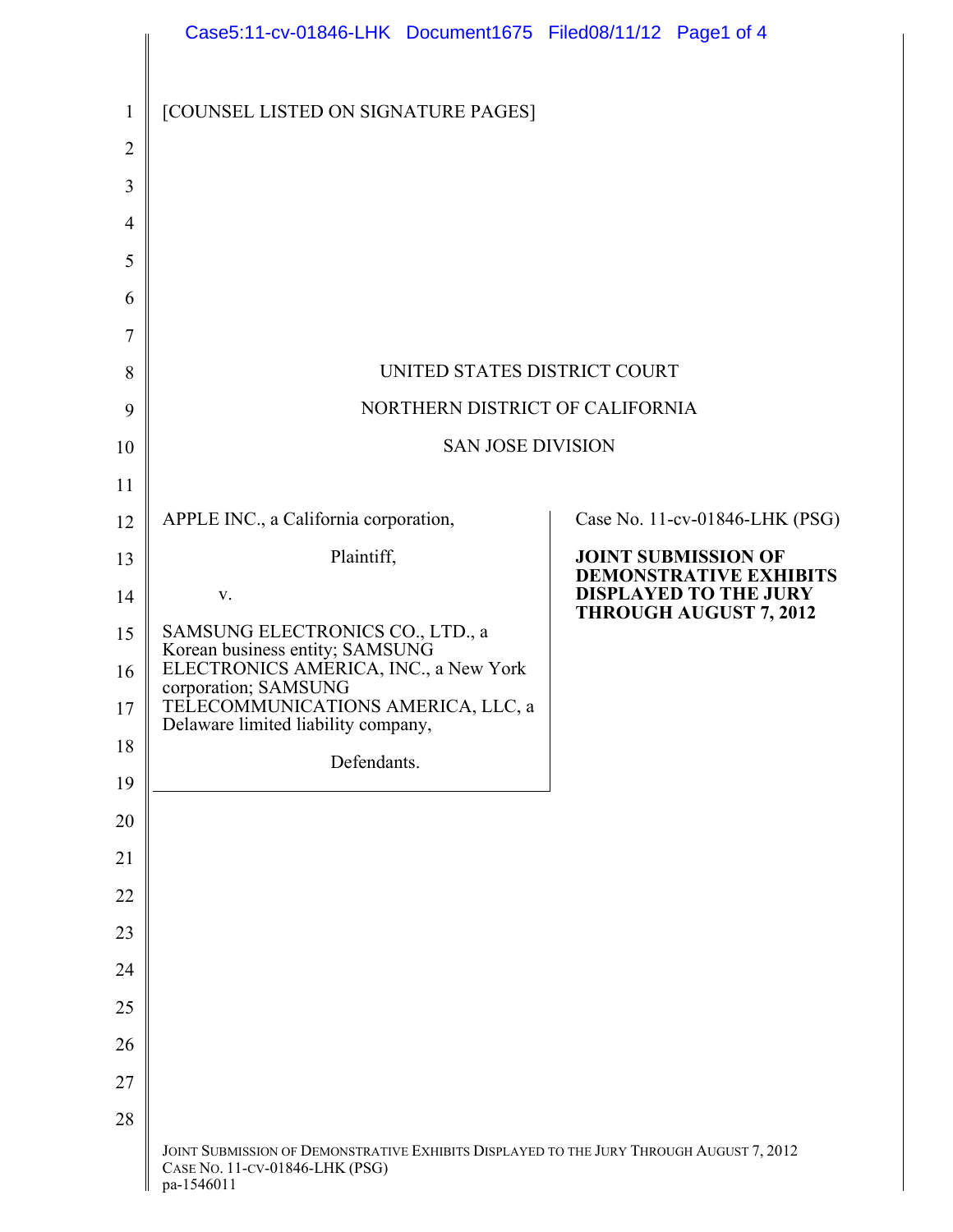[COUNSEL LISTED ON SIGNATURE PAGES]

UNITED STATES DISTRICT COURT

NORTHERN DISTRICT OF CALIFORNIA

SAN JOSE DIVISION

| | |
|---|---|
| APPLE INC., a California corporation,<br><br>Plaintiff,<br><br>v.<br><br>SAMSUNG ELECTRONICS CO., LTD., a Korean business entity; SAMSUNG ELECTRONICS AMERICA, INC., a New York corporation; SAMSUNG TELECOMMUNICATIONS AMERICA, LLC, a Delaware limited liability company,<br><br>Defendants. | Case No. 11-cv-01846-LHK (PSG)<br><br>**JOINT SUBMISSION OF DEMONSTRATIVE EXHIBITS DISPLAYED TO THE JURY THROUGH AUGUST 7, 2012** |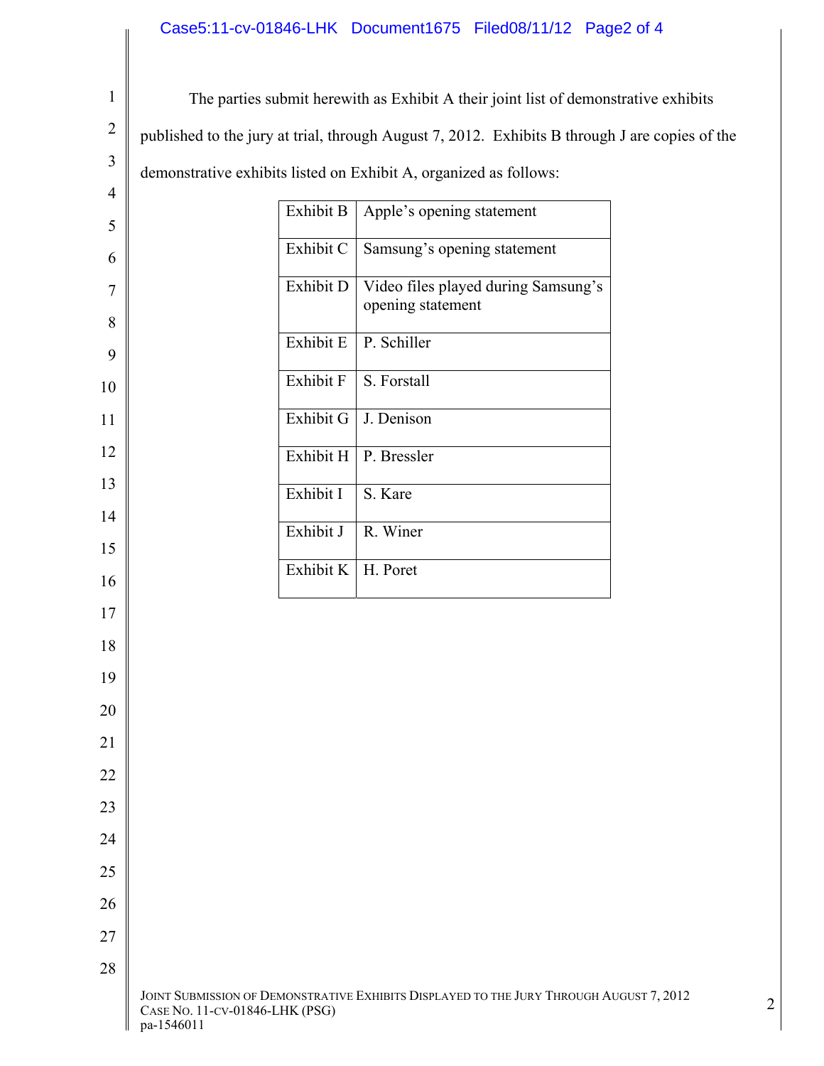The parties submit herewith as Exhibit A their joint list of demonstrative exhibits published to the jury at trial, through August 7, 2012. Exhibits B through J are copies of the demonstrative exhibits listed on Exhibit A, organized as follows:

| | |
|---|---|
| Exhibit B | Apple's opening statement |
| Exhibit C | Samsung's opening statement |
| Exhibit D | Video files played during Samsung's opening statement |
| Exhibit E | P. Schiller |
| Exhibit F | S. Forstall |
| Exhibit G | J. Denison |
| Exhibit H | P. Bressler |
| Exhibit I | S. Kare |
| Exhibit J | R. Winer |
| Exhibit K | H. Poret |

JOINT SUBMISSION OF DEMONSTRATIVE EXHIBITS DISPLAYED TO THE JURY THROUGH AUGUST 7, 2012
CASE NO. 11-CV-01846-LHK (PSG)
pa-1546011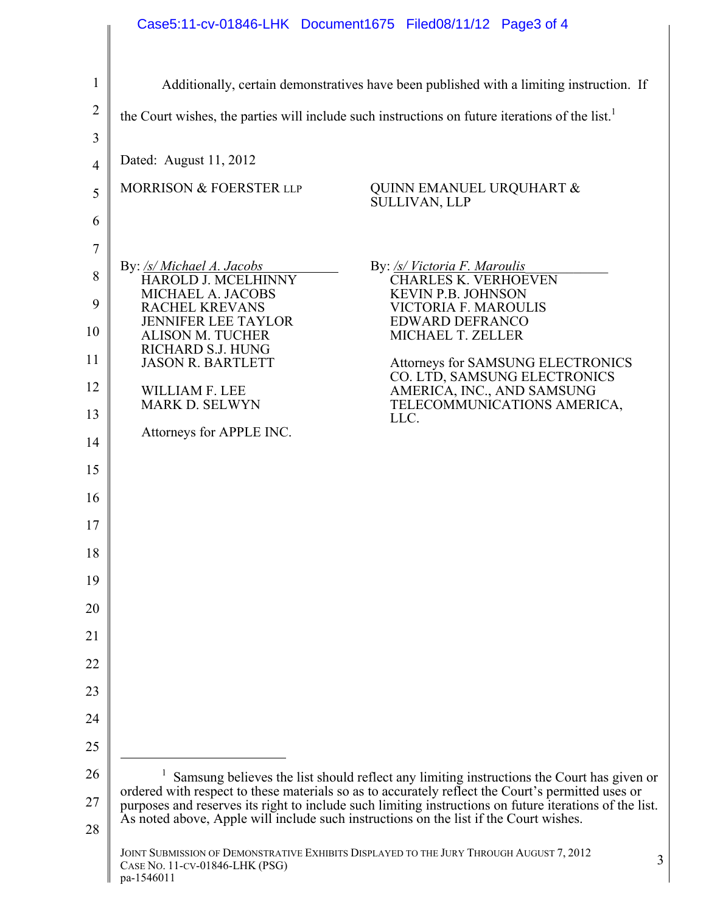Additionally, certain demonstratives have been published with a limiting instruction. If the Court wishes, the parties will include such instructions on future iterations of the list.[1]

Dated: August 11, 2012

MORRISON & FOERSTER LLP

By: */s/ Michael A. Jacobs*
HAROLD J. MCELHINNY
MICHAEL A. JACOBS
RACHEL KREVANS
JENNIFER LEE TAYLOR
ALISON M. TUCHER
RICHARD S.J. HUNG
JASON R. BARTLETT

WILLIAM F. LEE
MARK D. SELWYN

Attorneys for APPLE INC.

QUINN EMANUEL URQUHART & SULLIVAN, LLP

By: */s/ Victoria F. Maroulis*
CHARLES K. VERHOEVEN
KEVIN P.B. JOHNSON
VICTORIA F. MAROULIS
EDWARD DEFRANCO
MICHAEL T. ZELLER

Attorneys for SAMSUNG ELECTRONICS CO. LTD, SAMSUNG ELECTRONICS AMERICA, INC., AND SAMSUNG TELECOMMUNICATIONS AMERICA, LLC.

---

[1] Samsung believes the list should reflect any limiting instructions the Court has given or ordered with respect to these materials so as to accurately reflect the Court's permitted uses or purposes and reserves its right to include such limiting instructions on future iterations of the list. As noted above, Apple will include such instructions on the list if the Court wishes.

JOINT SUBMISSION OF DEMONSTRATIVE EXHIBITS DISPLAYED TO THE JURY THROUGH AUGUST 7, 2012
CASE NO. 11-CV-01846-LHK (PSG)
pa-1546011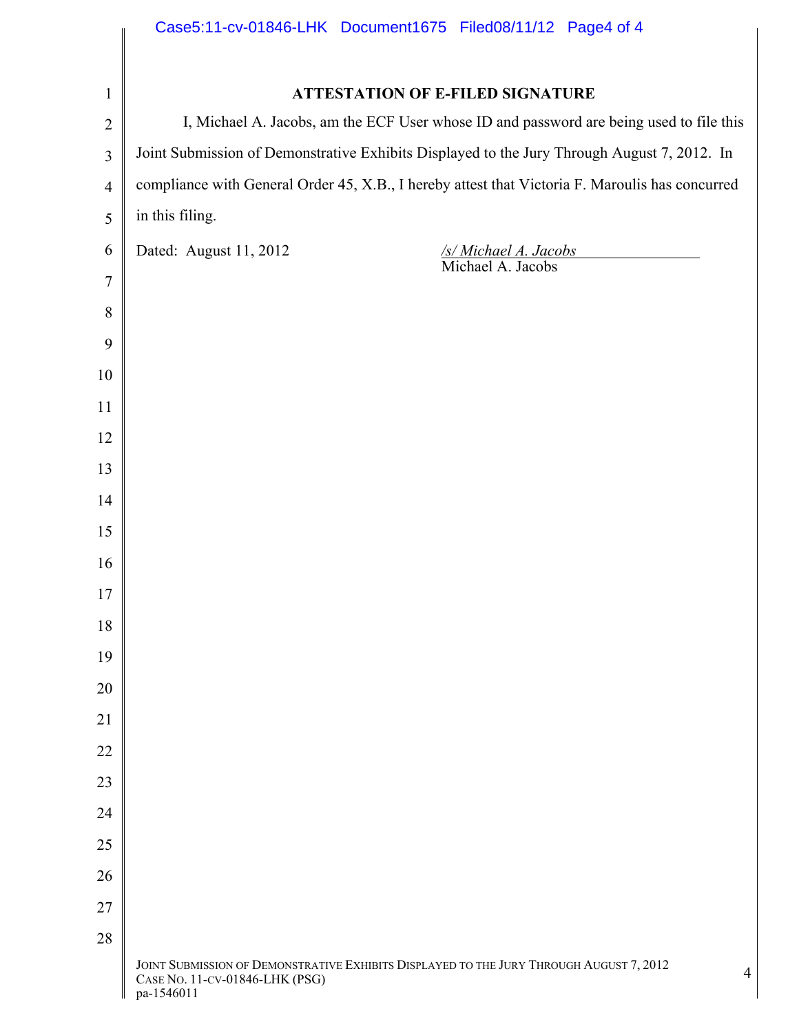## ATTESTATION OF E-FILED SIGNATURE

I, Michael A. Jacobs, am the ECF User whose ID and password are being used to file this Joint Submission of Demonstrative Exhibits Displayed to the Jury Through August 7, 2012. In compliance with General Order 45, X.B., I hereby attest that Victoria F. Maroulis has concurred in this filing.

Dated: August 11, 2012

*/s/ Michael A. Jacobs*
Michael A. Jacobs